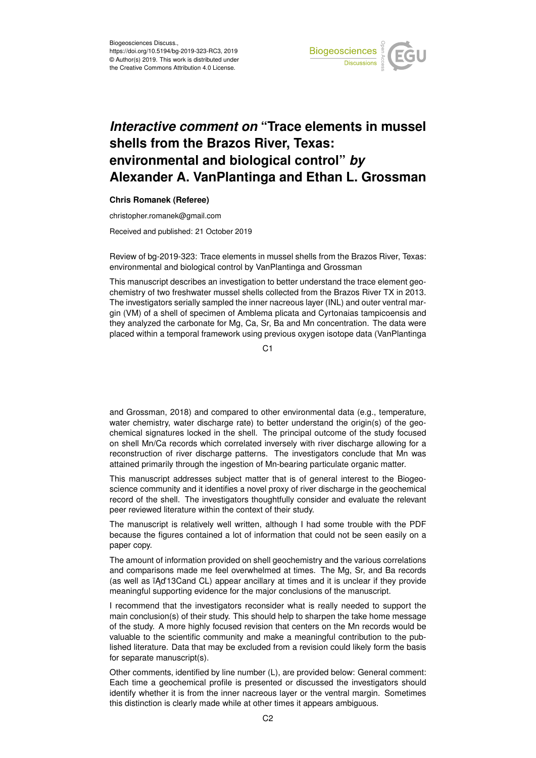Biogeosciences Discuss.,
https://doi.org/10.5194/bg-2019-323-RC3, 2019
© Author(s) 2019. This work is distributed under
the Creative Commons Attribution 4.0 License.

# *Interactive comment on* "Trace elements in mussel shells from the Brazos River, Texas: environmental and biological control" *by* Alexander A. VanPlantinga and Ethan L. Grossman

**Chris Romanek (Referee)**

christopher.romanek@gmail.com

Received and published: 21 October 2019

Review of bg-2019-323: Trace elements in mussel shells from the Brazos River, Texas: environmental and biological control by VanPlantinga and Grossman

This manuscript describes an investigation to better understand the trace element geochemistry of two freshwater mussel shells collected from the Brazos River TX in 2013. The investigators serially sampled the inner nacreous layer (INL) and outer ventral margin (VM) of a shell of specimen of Amblema plicata and Cyrtonaias tampicoensis and they analyzed the carbonate for Mg, Ca, Sr, Ba and Mn concentration. The data were placed within a temporal framework using previous oxygen isotope data (VanPlantinga and Grossman, 2018) and compared to other environmental data (e.g., temperature, water chemistry, water discharge rate) to better understand the origin(s) of the geochemical signatures locked in the shell. The principal outcome of the study focused on shell Mn/Ca records which correlated inversely with river discharge allowing for a reconstruction of river discharge patterns. The investigators conclude that Mn was attained primarily through the ingestion of Mn-bearing particulate organic matter.

This manuscript addresses subject matter that is of general interest to the Biogeoscience community and it identifies a novel proxy of river discharge in the geochemical record of the shell. The investigators thoughtfully consider and evaluate the relevant peer reviewed literature within the context of their study.

The manuscript is relatively well written, although I had some trouble with the PDF because the figures contained a lot of information that could not be seen easily on a paper copy.

The amount of information provided on shell geochemistry and the various correlations and comparisons made me feel overwhelmed at times. The Mg, Sr, and Ba records (as well as $\delta^{13}$C and CL) appear ancillary at times and it is unclear if they provide meaningful supporting evidence for the major conclusions of the manuscript.

I recommend that the investigators reconsider what is really needed to support the main conclusion(s) of their study. This should help to sharpen the take home message of the study. A more highly focused revision that centers on the Mn records would be valuable to the scientific community and make a meaningful contribution to the published literature. Data that may be excluded from a revision could likely form the basis for separate manuscript(s).

Other comments, identified by line number (L), are provided below: General comment: Each time a geochemical profile is presented or discussed the investigators should identify whether it is from the inner nacreous layer or the ventral margin. Sometimes this distinction is clearly made while at other times it appears ambiguous.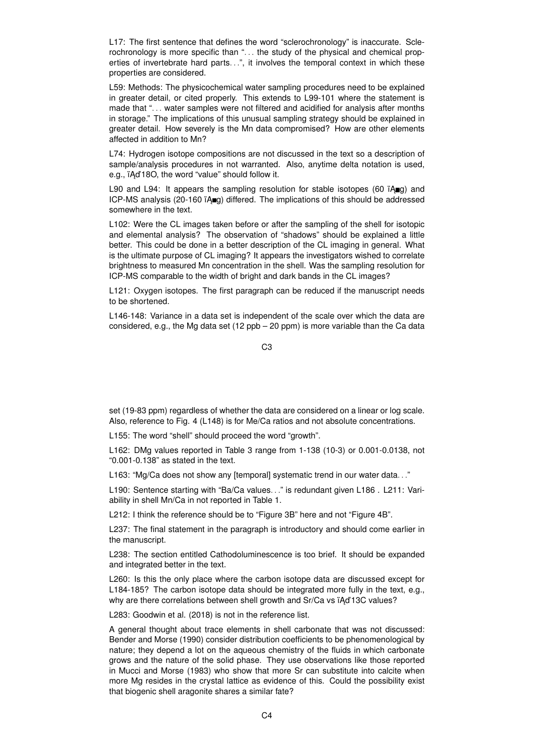L17: The first sentence that defines the word "sclerochronology" is inaccurate. Sclerochronology is more specific than ". . . the study of the physical and chemical properties of invertebrate hard parts. . .", it involves the temporal context in which these properties are considered.

L59: Methods: The physicochemical water sampling procedures need to be explained in greater detail, or cited properly. This extends to L99-101 where the statement is made that ". . . water samples were not filtered and acidified for analysis after months in storage." The implications of this unusual sampling strategy should be explained in greater detail. How severely is the Mn data compromised? How are other elements affected in addition to Mn?

L74: Hydrogen isotope compositions are not discussed in the text so a description of sample/analysis procedures in not warranted. Also, anytime delta notation is used, e.g., $\delta^{18}$O, the word "value" should follow it.

L90 and L94: It appears the sampling resolution for stable isotopes (60 µg) and ICP-MS analysis (20-160 µg) differed. The implications of this should be addressed somewhere in the text.

L102: Were the CL images taken before or after the sampling of the shell for isotopic and elemental analysis? The observation of "shadows" should be explained a little better. This could be done in a better description of the CL imaging in general. What is the ultimate purpose of CL imaging? It appears the investigators wished to correlate brightness to measured Mn concentration in the shell. Was the sampling resolution for ICP-MS comparable to the width of bright and dark bands in the CL images?

L121: Oxygen isotopes. The first paragraph can be reduced if the manuscript needs to be shortened.

L146-148: Variance in a data set is independent of the scale over which the data are considered, e.g., the Mg data set (12 ppb – 20 ppm) is more variable than the Ca data set (19-83 ppm) regardless of whether the data are considered on a linear or log scale. Also, reference to Fig. 4 (L148) is for Me/Ca ratios and not absolute concentrations.

L155: The word "shell" should proceed the word "growth".

L162: DMg values reported in Table 3 range from 1-138 (10-3) or 0.001-0.0138, not "0.001-0.138" as stated in the text.

L163: "Mg/Ca does not show any [temporal] systematic trend in our water data. . ."

L190: Sentence starting with "Ba/Ca values. . ." is redundant given L186 . L211: Variability in shell Mn/Ca in not reported in Table 1.

L212: I think the reference should be to "Figure 3B" here and not "Figure 4B".

L237: The final statement in the paragraph is introductory and should come earlier in the manuscript.

L238: The section entitled Cathodoluminescence is too brief. It should be expanded and integrated better in the text.

L260: Is this the only place where the carbon isotope data are discussed except for L184-185? The carbon isotope data should be integrated more fully in the text, e.g., why are there correlations between shell growth and Sr/Ca vs $\delta^{13}$C values?

L283: Goodwin et al. (2018) is not in the reference list.

A general thought about trace elements in shell carbonate that was not discussed: Bender and Morse (1990) consider distribution coefficients to be phenomenological by nature; they depend a lot on the aqueous chemistry of the fluids in which carbonate grows and the nature of the solid phase. They use observations like those reported in Mucci and Morse (1983) who show that more Sr can substitute into calcite when more Mg resides in the crystal lattice as evidence of this. Could the possibility exist that biogenic shell aragonite shares a similar fate?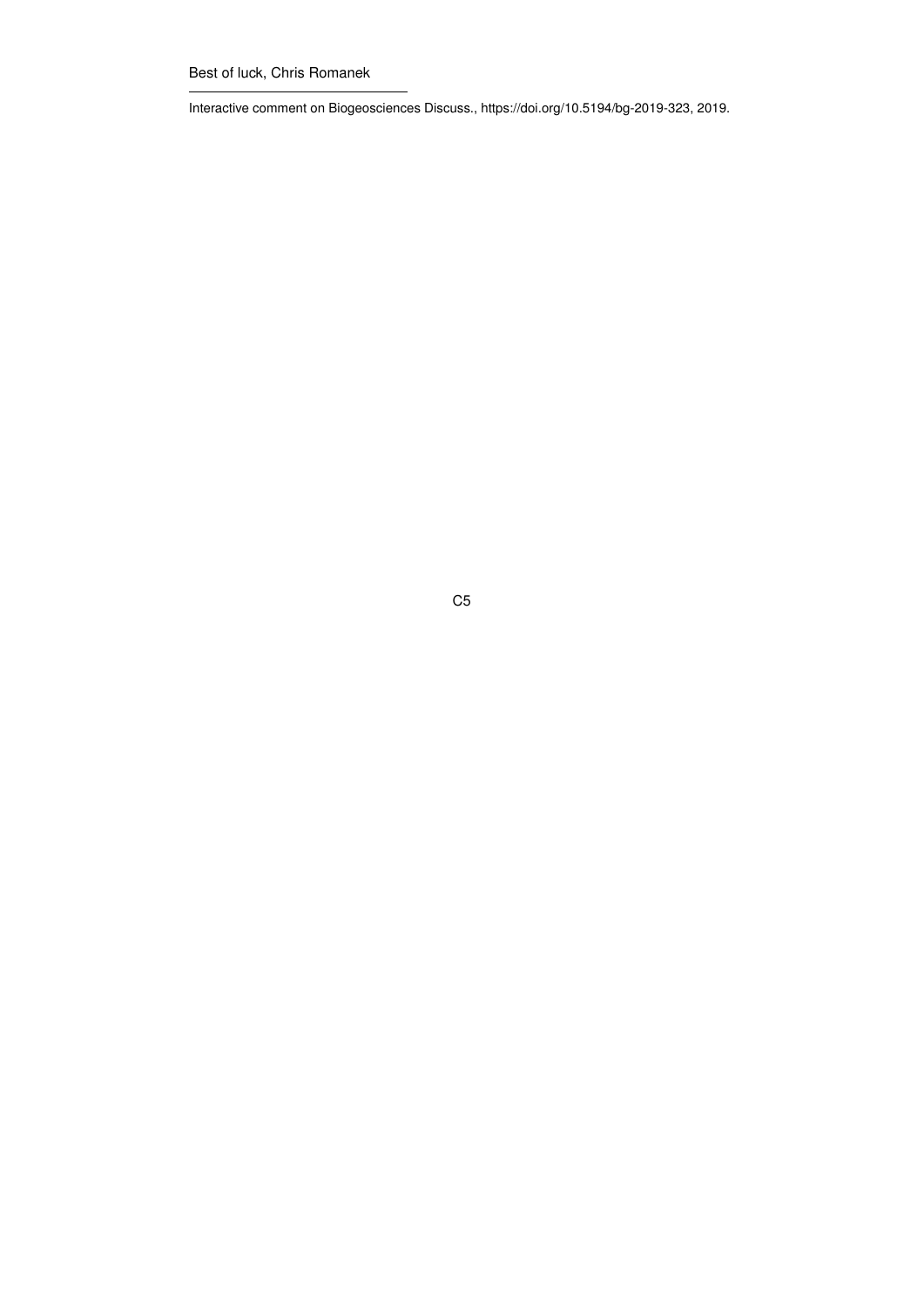Best of luck, Chris Romanek

---

Interactive comment on Biogeosciences Discuss., https://doi.org/10.5194/bg-2019-323, 2019.